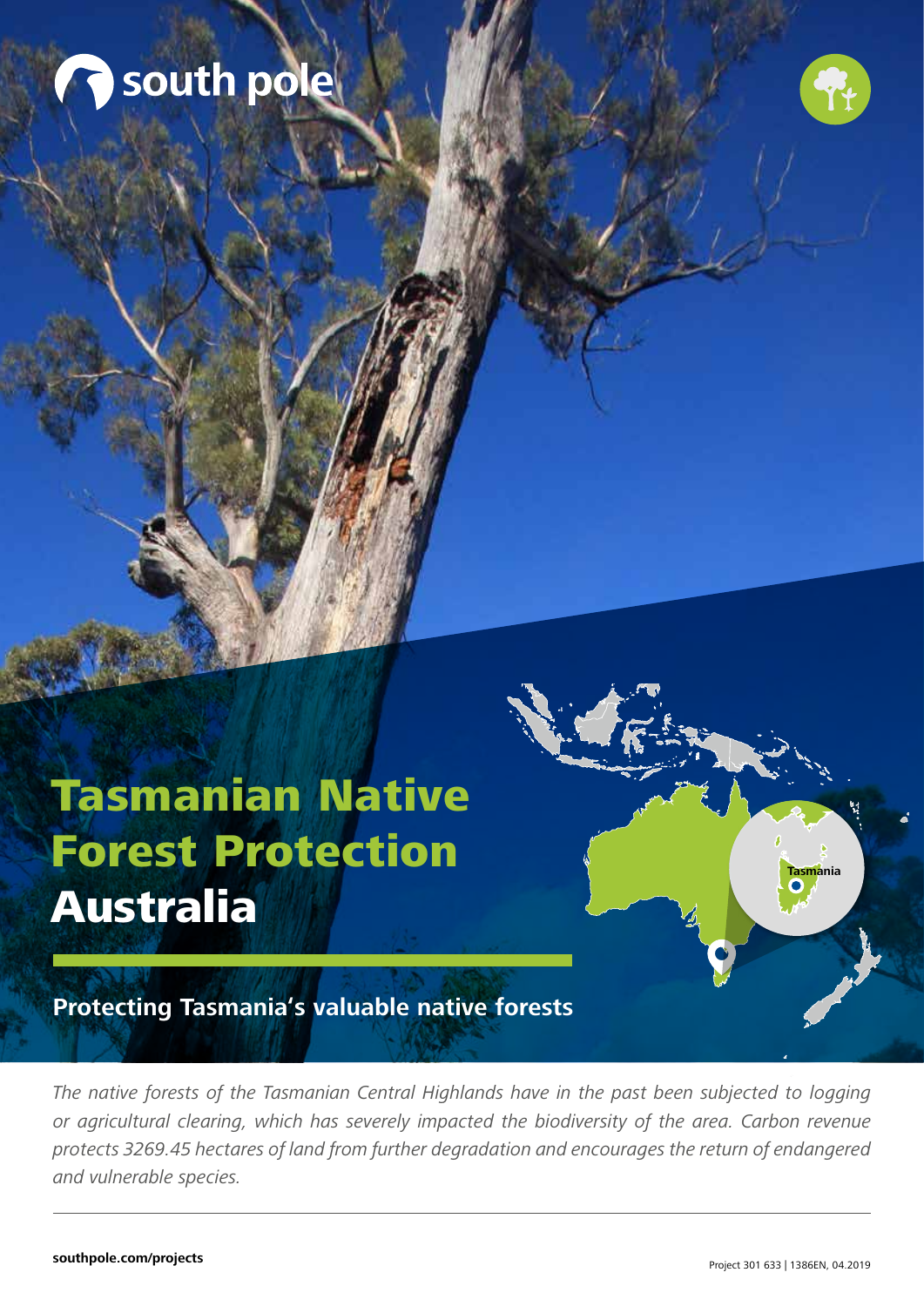south pole

# Tasmanian Native Forest Protection
# Australia

Tasmania

**Protecting Tasmania's valuable native forests**

*The native forests of the Tasmanian Central Highlands have in the past been subjected to logging or agricultural clearing, which has severely impacted the biodiversity of the area. Carbon revenue protects 3269.45 hectares of land from further degradation and encourages the return of endangered and vulnerable species.*

**southpole.com/projects**

Project 301 633 | 1386EN, 04.2019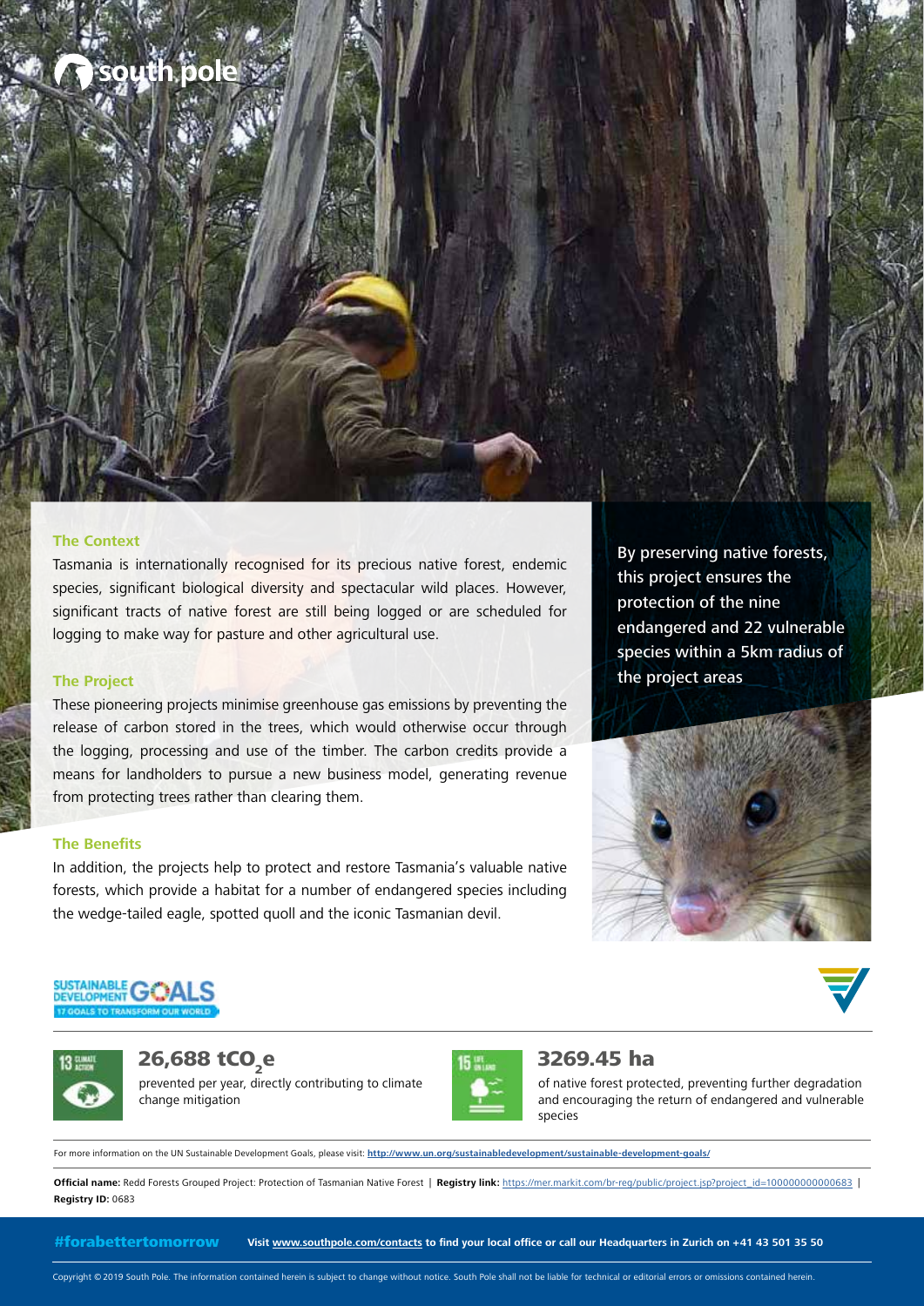south pole

## The Context

Tasmania is internationally recognised for its precious native forest, endemic species, significant biological diversity and spectacular wild places. However, significant tracts of native forest are still being logged or are scheduled for logging to make way for pasture and other agricultural use.

## The Project

These pioneering projects minimise greenhouse gas emissions by preventing the release of carbon stored in the trees, which would otherwise occur through the logging, processing and use of the timber. The carbon credits provide a means for landholders to pursue a new business model, generating revenue from protecting trees rather than clearing them.

## The Benefits

In addition, the projects help to protect and restore Tasmania's valuable native forests, which provide a habitat for a number of endangered species including the wedge-tailed eagle, spotted quoll and the iconic Tasmanian devil.

By preserving native forests, this project ensures the protection of the nine endangered and 22 vulnerable species within a 5km radius of the project areas

SUSTAINABLE DEVELOPMENT GOALS
17 GOALS TO TRANSFORM OUR WORLD

13 CLIMATE ACTION

**26,688 $tCO_2e$**
prevented per year, directly contributing to climate change mitigation

15 LIFE ON LAND

**3269.45 ha**
of native forest protected, preventing further degradation and encouraging the return of endangered and vulnerable species

For more information on the UN Sustainable Development Goals, please visit: **http://www.un.org/sustainabledevelopment/sustainable-development-goals/**

**Official name:** Redd Forests Grouped Project: Protection of Tasmanian Native Forest | **Registry link:** https://mer.markit.com/br-reg/public/project.jsp?project_id=100000000000683 | **Registry ID:** 0683

**#forabettertomorrow** **Visit www.southpole.com/contacts to find your local office or call our Headquarters in Zurich on +41 43 501 35 50**

Copyright © 2019 South Pole. The information contained herein is subject to change without notice. South Pole shall not be liable for technical or editorial errors or omissions contained herein.